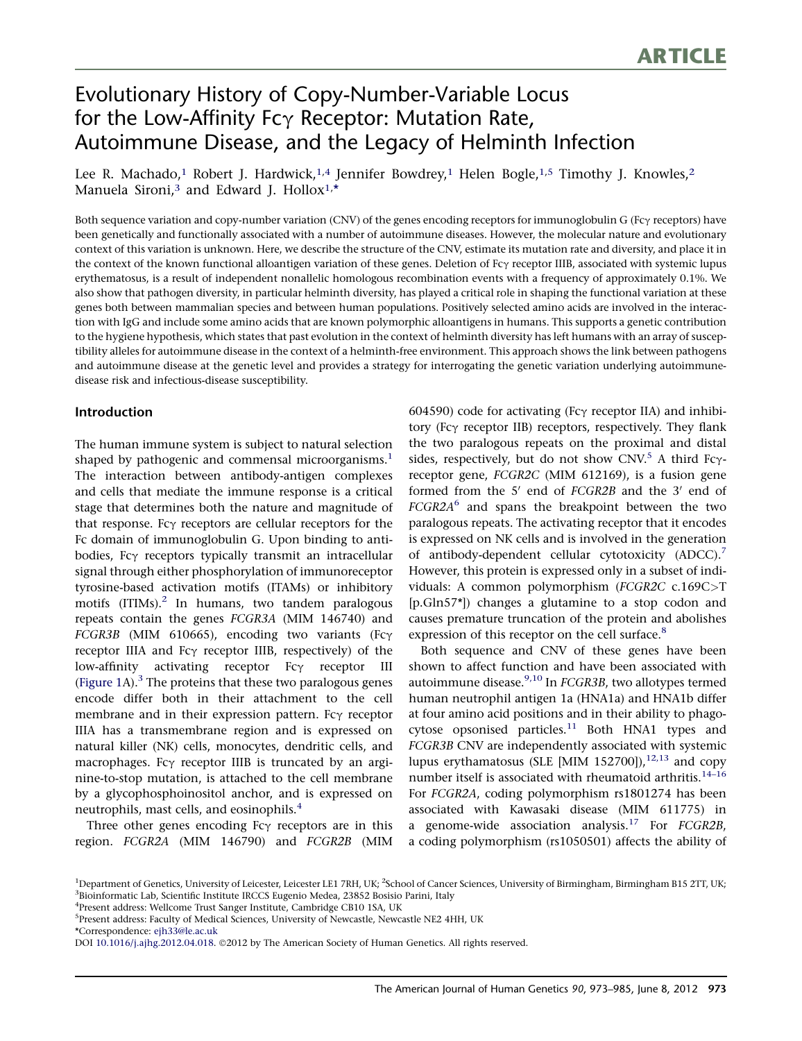ARTICLE

# Evolutionary History of Copy-Number-Variable Locus for the Low-Affinity Fcγ Receptor: Mutation Rate, Autoimmune Disease, and the Legacy of Helminth Infection

Lee R. Machado,[1] Robert J. Hardwick,[1,4] Jennifer Bowdrey,[1] Helen Bogle,[1,5] Timothy J. Knowles,[2] Manuela Sironi,[3] and Edward J. Hollox[1,*]

Both sequence variation and copy-number variation (CNV) of the genes encoding receptors for immunoglobulin G (Fcγ receptors) have been genetically and functionally associated with a number of autoimmune diseases. However, the molecular nature and evolutionary context of this variation is unknown. Here, we describe the structure of the CNV, estimate its mutation rate and diversity, and place it in the context of the known functional alloantigen variation of these genes. Deletion of Fcγ receptor IIIB, associated with systemic lupus erythematosus, is a result of independent nonallelic homologous recombination events with a frequency of approximately 0.1%. We also show that pathogen diversity, in particular helminth diversity, has played a critical role in shaping the functional variation at these genes both between mammalian species and between human populations. Positively selected amino acids are involved in the interaction with IgG and include some amino acids that are known polymorphic alloantigens in humans. This supports a genetic contribution to the hygiene hypothesis, which states that past evolution in the context of helminth diversity has left humans with an array of susceptibility alleles for autoimmune disease in the context of a helminth-free environment. This approach shows the link between pathogens and autoimmune disease at the genetic level and provides a strategy for interrogating the genetic variation underlying autoimmune-disease risk and infectious-disease susceptibility.

## Introduction

The human immune system is subject to natural selection shaped by pathogenic and commensal microorganisms.[1] The interaction between antibody-antigen complexes and cells that mediate the immune response is a critical stage that determines both the nature and magnitude of that response. Fcγ receptors are cellular receptors for the Fc domain of immunoglobulin G. Upon binding to antibodies, Fcγ receptors typically transmit an intracellular signal through either phosphorylation of immunoreceptor tyrosine-based activation motifs (ITAMs) or inhibitory motifs (ITIMs).[2] In humans, two tandem paralogous repeats contain the genes *FCGR3A* (MIM 146740) and *FCGR3B* (MIM 610665), encoding two variants (Fcγ receptor IIIA and Fcγ receptor IIIB, respectively) of the low-affinity activating receptor Fcγ receptor III (Figure 1A).[3] The proteins that these two paralogous genes encode differ both in their attachment to the cell membrane and in their expression pattern. Fcγ receptor IIIA has a transmembrane region and is expressed on natural killer (NK) cells, monocytes, dendritic cells, and macrophages. Fcγ receptor IIIB is truncated by an arginine-to-stop mutation, is attached to the cell membrane by a glycophosphoinositol anchor, and is expressed on neutrophils, mast cells, and eosinophils.[4]

Three other genes encoding Fcγ receptors are in this region. *FCGR2A* (MIM 146790) and *FCGR2B* (MIM 604590) code for activating (Fcγ receptor IIA) and inhibitory (Fcγ receptor IIB) receptors, respectively. They flank the two paralogous repeats on the proximal and distal sides, respectively, but do not show CNV.[5] A third Fcγ-receptor gene, *FCGR2C* (MIM 612169), is a fusion gene formed from the 5′ end of *FCGR2B* and the 3′ end of *FCGR2A*[6] and spans the breakpoint between the two paralogous repeats. The activating receptor that it encodes is expressed on NK cells and is involved in the generation of antibody-dependent cellular cytotoxicity (ADCC).[7] However, this protein is expressed only in a subset of individuals: A common polymorphism (*FCGR2C* c.169C>T [p.Gln57*]) changes a glutamine to a stop codon and causes premature truncation of the protein and abolishes expression of this receptor on the cell surface.[8]

Both sequence and CNV of these genes have been shown to affect function and have been associated with autoimmune disease.[9,10] In *FCGR3B*, two allotypes termed human neutrophil antigen 1a (HNA1a) and HNA1b differ at four amino acid positions and in their ability to phagocytose opsonised particles.[11] Both HNA1 types and *FCGR3B* CNV are independently associated with systemic lupus erythematosus (SLE [MIM 152700]),[12,13] and copy number itself is associated with rheumatoid arthritis.[14–16] For *FCGR2A*, coding polymorphism rs1801274 has been associated with Kawasaki disease (MIM 611775) in a genome-wide association analysis.[17] For *FCGR2B*, a coding polymorphism (rs1050501) affects the ability of

[1]Department of Genetics, University of Leicester, Leicester LE1 7RH, UK; [2]School of Cancer Sciences, University of Birmingham, Birmingham B15 2TT, UK; [3]Bioinformatic Lab, Scientific Institute IRCCS Eugenio Medea, 23852 Bosisio Parini, Italy
[4]Present address: Wellcome Trust Sanger Institute, Cambridge CB10 1SA, UK
[5]Present address: Faculty of Medical Sciences, University of Newcastle, Newcastle NE2 4HH, UK
*Correspondence: ejh33@le.ac.uk
DOI 10.1016/j.ajhg.2012.04.018. ©2012 by The American Society of Human Genetics. All rights reserved.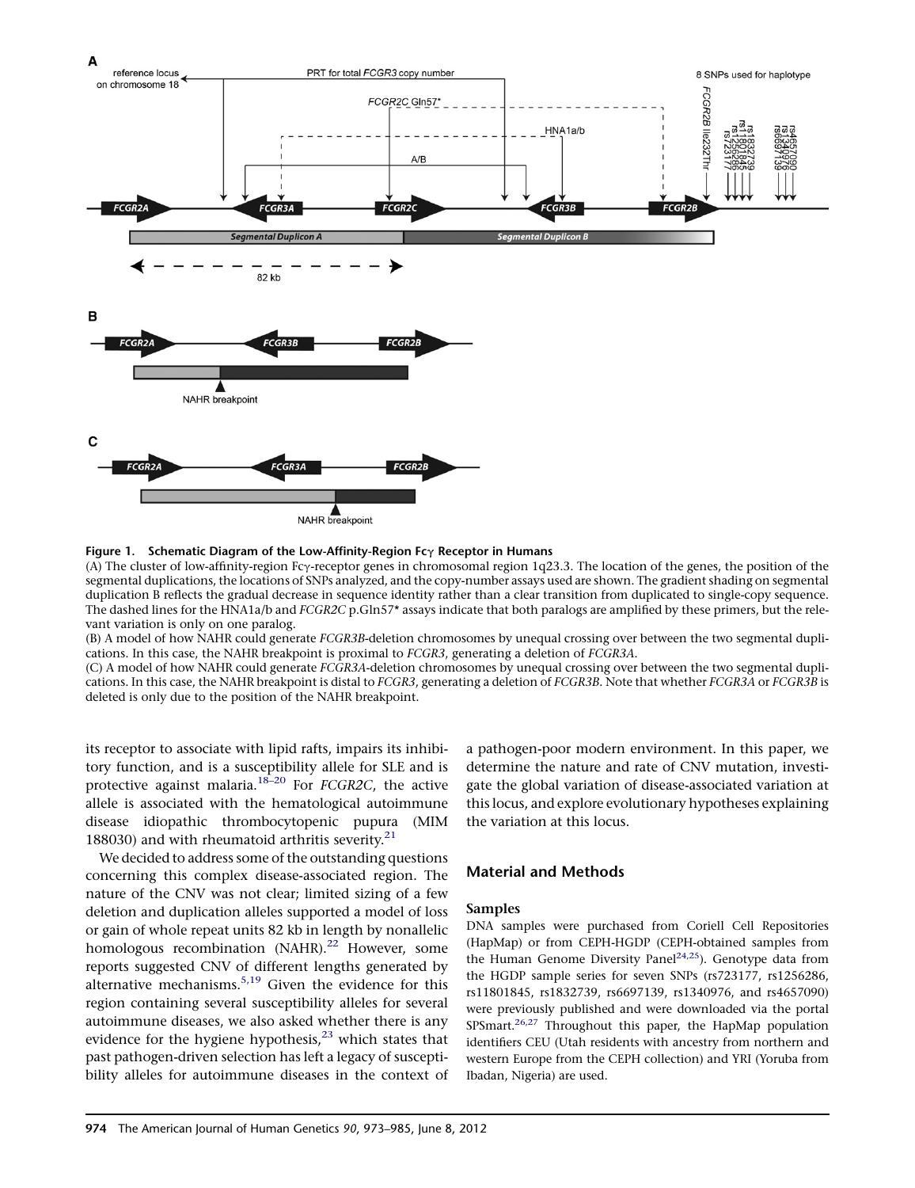**Figure 1. Schematic Diagram of the Low-Affinity-Region Fcγ Receptor in Humans**

(A) The cluster of low-affinity-region Fcγ-receptor genes in chromosomal region 1q23.3. The location of the genes, the position of the segmental duplications, the locations of SNPs analyzed, and the copy-number assays used are shown. The gradient shading on segmental duplication B reflects the gradual decrease in sequence identity rather than a clear transition from duplicated to single-copy sequence. The dashed lines for the HNA1a/b and *FCGR2C* p.Gln57* assays indicate that both paralogs are amplified by these primers, but the relevant variation is only on one paralog.

(B) A model of how NAHR could generate *FCGR3B*-deletion chromosomes by unequal crossing over between the two segmental duplications. In this case, the NAHR breakpoint is proximal to *FCGR3*, generating a deletion of *FCGR3A*.

(C) A model of how NAHR could generate *FCGR3A*-deletion chromosomes by unequal crossing over between the two segmental duplications. In this case, the NAHR breakpoint is distal to *FCGR3*, generating a deletion of *FCGR3B*. Note that whether *FCGR3A* or *FCGR3B* is deleted is only due to the position of the NAHR breakpoint.

its receptor to associate with lipid rafts, impairs its inhibitory function, and is a susceptibility allele for SLE and is protective against malaria.[18–20] For *FCGR2C*, the active allele is associated with the hematological autoimmune disease idiopathic thrombocytopenic pupura (MIM 188030) and with rheumatoid arthritis severity.[21]

We decided to address some of the outstanding questions concerning this complex disease-associated region. The nature of the CNV was not clear; limited sizing of a few deletion and duplication alleles supported a model of loss or gain of whole repeat units 82 kb in length by nonallelic homologous recombination (NAHR).[22] However, some reports suggested CNV of different lengths generated by alternative mechanisms.[5,19] Given the evidence for this region containing several susceptibility alleles for several autoimmune diseases, we also asked whether there is any evidence for the hygiene hypothesis,[23] which states that past pathogen-driven selection has left a legacy of susceptibility alleles for autoimmune diseases in the context of a pathogen-poor modern environment. In this paper, we determine the nature and rate of CNV mutation, investigate the global variation of disease-associated variation at this locus, and explore evolutionary hypotheses explaining the variation at this locus.

## Material and Methods

### Samples

DNA samples were purchased from Coriell Cell Repositories (HapMap) or from CEPH-HGDP (CEPH-obtained samples from the Human Genome Diversity Panel[24,25]). Genotype data from the HGDP sample series for seven SNPs (rs723177, rs1256286, rs11801845, rs1832739, rs6697139, rs1340976, and rs4657090) were previously published and were downloaded via the portal SPSmart.[26,27] Throughout this paper, the HapMap population identifiers CEU (Utah residents with ancestry from northern and western Europe from the CEPH collection) and YRI (Yoruba from Ibadan, Nigeria) are used.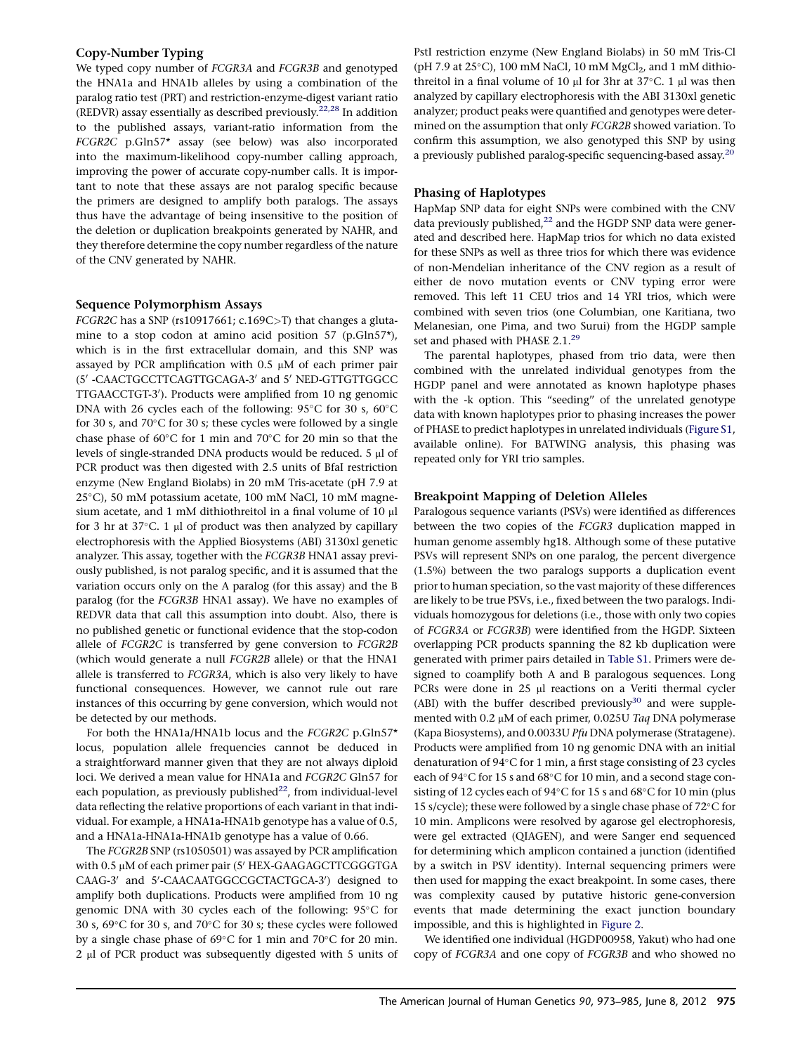### Copy-Number Typing

We typed copy number of *FCGR3A* and *FCGR3B* and genotyped the HNA1a and HNA1b alleles by using a combination of the paralog ratio test (PRT) and restriction-enzyme-digest variant ratio (REDVR) assay essentially as described previously.[22,28] In addition to the published assays, variant-ratio information from the *FCGR2C* p.Gln57* assay (see below) was also incorporated into the maximum-likelihood copy-number calling approach, improving the power of accurate copy-number calls. It is important to note that these assays are not paralog specific because the primers are designed to amplify both paralogs. The assays thus have the advantage of being insensitive to the position of the deletion or duplication breakpoints generated by NAHR, and they therefore determine the copy number regardless of the nature of the CNV generated by NAHR.

### Sequence Polymorphism Assays

*FCGR2C* has a SNP (rs10917661; c.169C>T) that changes a glutamine to a stop codon at amino acid position 57 (p.Gln57*), which is in the first extracellular domain, and this SNP was assayed by PCR amplification with 0.5 μM of each primer pair (5′ -CAACTGCCTTCAGTTGCAGA-3′ and 5′ NED-GTTGTTGGCC TTGAACCTGT-3′). Products were amplified from 10 ng genomic DNA with 26 cycles each of the following: 95°C for 30 s, 60°C for 30 s, and 70°C for 30 s; these cycles were followed by a single chase phase of 60°C for 1 min and 70°C for 20 min so that the levels of single-stranded DNA products would be reduced. 5 μl of PCR product was then digested with 2.5 units of BfaI restriction enzyme (New England Biolabs) in 20 mM Tris-acetate (pH 7.9 at 25°C), 50 mM potassium acetate, 100 mM NaCl, 10 mM magnesium acetate, and 1 mM dithiothreitol in a final volume of 10 μl for 3 hr at 37°C. 1 μl of product was then analyzed by capillary electrophoresis with the Applied Biosystems (ABI) 3130xl genetic analyzer. This assay, together with the *FCGR3B* HNA1 assay previously published, is not paralog specific, and it is assumed that the variation occurs only on the A paralog (for this assay) and the B paralog (for the *FCGR3B* HNA1 assay). We have no examples of REDVR data that call this assumption into doubt. Also, there is no published genetic or functional evidence that the stop-codon allele of *FCGR2C* is transferred by gene conversion to *FCGR2B* (which would generate a null *FCGR2B* allele) or that the HNA1 allele is transferred to *FCGR3A*, which is also very likely to have functional consequences. However, we cannot rule out rare instances of this occurring by gene conversion, which would not be detected by our methods.

For both the HNA1a/HNA1b locus and the *FCGR2C* p.Gln57* locus, population allele frequencies cannot be deduced in a straightforward manner given that they are not always diploid loci. We derived a mean value for HNA1a and *FCGR2C* Gln57 for each population, as previously published[22], from individual-level data reflecting the relative proportions of each variant in that individual. For example, a HNA1a-HNA1b genotype has a value of 0.5, and a HNA1a-HNA1a-HNA1b genotype has a value of 0.66.

The *FCGR2B* SNP (rs1050501) was assayed by PCR amplification with 0.5 μM of each primer pair (5′ HEX-GAAGAGCTTCGGGTGA CAAG-3′ and 5′-CAACAATGGCCGCTACTGCA-3′) designed to amplify both duplications. Products were amplified from 10 ng genomic DNA with 30 cycles each of the following: 95°C for 30 s, 69°C for 30 s, and 70°C for 30 s; these cycles were followed by a single chase phase of 69°C for 1 min and 70°C for 20 min. 2 μl of PCR product was subsequently digested with 5 units of PstI restriction enzyme (New England Biolabs) in 50 mM Tris-Cl (pH 7.9 at 25°C), 100 mM NaCl, 10 mM $MgCl_2$, and 1 mM dithiothreitol in a final volume of 10 μl for 3hr at 37°C. 1 μl was then analyzed by capillary electrophoresis with the ABI 3130xl genetic analyzer; product peaks were quantified and genotypes were determined on the assumption that only *FCGR2B* showed variation. To confirm this assumption, we also genotyped this SNP by using a previously published paralog-specific sequencing-based assay.[20]

### Phasing of Haplotypes

HapMap SNP data for eight SNPs were combined with the CNV data previously published,[22] and the HGDP SNP data were generated and described here. HapMap trios for which no data existed for these SNPs as well as three trios for which there was evidence of non-Mendelian inheritance of the CNV region as a result of either de novo mutation events or CNV typing error were removed. This left 11 CEU trios and 14 YRI trios, which were combined with seven trios (one Columbian, one Karitiana, two Melanesian, one Pima, and two Surui) from the HGDP sample set and phased with PHASE 2.1.[29]

The parental haplotypes, phased from trio data, were then combined with the unrelated individual genotypes from the HGDP panel and were annotated as known haplotype phases with the -k option. This "seeding" of the unrelated genotype data with known haplotypes prior to phasing increases the power of PHASE to predict haplotypes in unrelated individuals (Figure S1, available online). For BATWING analysis, this phasing was repeated only for YRI trio samples.

### Breakpoint Mapping of Deletion Alleles

Paralogous sequence variants (PSVs) were identified as differences between the two copies of the *FCGR3* duplication mapped in human genome assembly hg18. Although some of these putative PSVs will represent SNPs on one paralog, the percent divergence (1.5%) between the two paralogs supports a duplication event prior to human speciation, so the vast majority of these differences are likely to be true PSVs, i.e., fixed between the two paralogs. Individuals homozygous for deletions (i.e., those with only two copies of *FCGR3A* or *FCGR3B*) were identified from the HGDP. Sixteen overlapping PCR products spanning the 82 kb duplication were generated with primer pairs detailed in Table S1. Primers were designed to coamplify both A and B paralogous sequences. Long PCRs were done in 25 μl reactions on a Veriti thermal cycler (ABI) with the buffer described previously[30] and were supplemented with 0.2 μM of each primer, 0.025U *Taq* DNA polymerase (Kapa Biosystems), and 0.0033U *Pfu* DNA polymerase (Stratagene). Products were amplified from 10 ng genomic DNA with an initial denaturation of 94°C for 1 min, a first stage consisting of 23 cycles each of 94°C for 15 s and 68°C for 10 min, and a second stage consisting of 12 cycles each of 94°C for 15 s and 68°C for 10 min (plus 15 s/cycle); these were followed by a single chase phase of 72°C for 10 min. Amplicons were resolved by agarose gel electrophoresis, were gel extracted (QIAGEN), and were Sanger end sequenced for determining which amplicon contained a junction (identified by a switch in PSV identity). Internal sequencing primers were then used for mapping the exact breakpoint. In some cases, there was complexity caused by putative historic gene-conversion events that made determining the exact junction boundary impossible, and this is highlighted in Figure 2.

We identified one individual (HGDP00958, Yakut) who had one copy of *FCGR3A* and one copy of *FCGR3B* and who showed no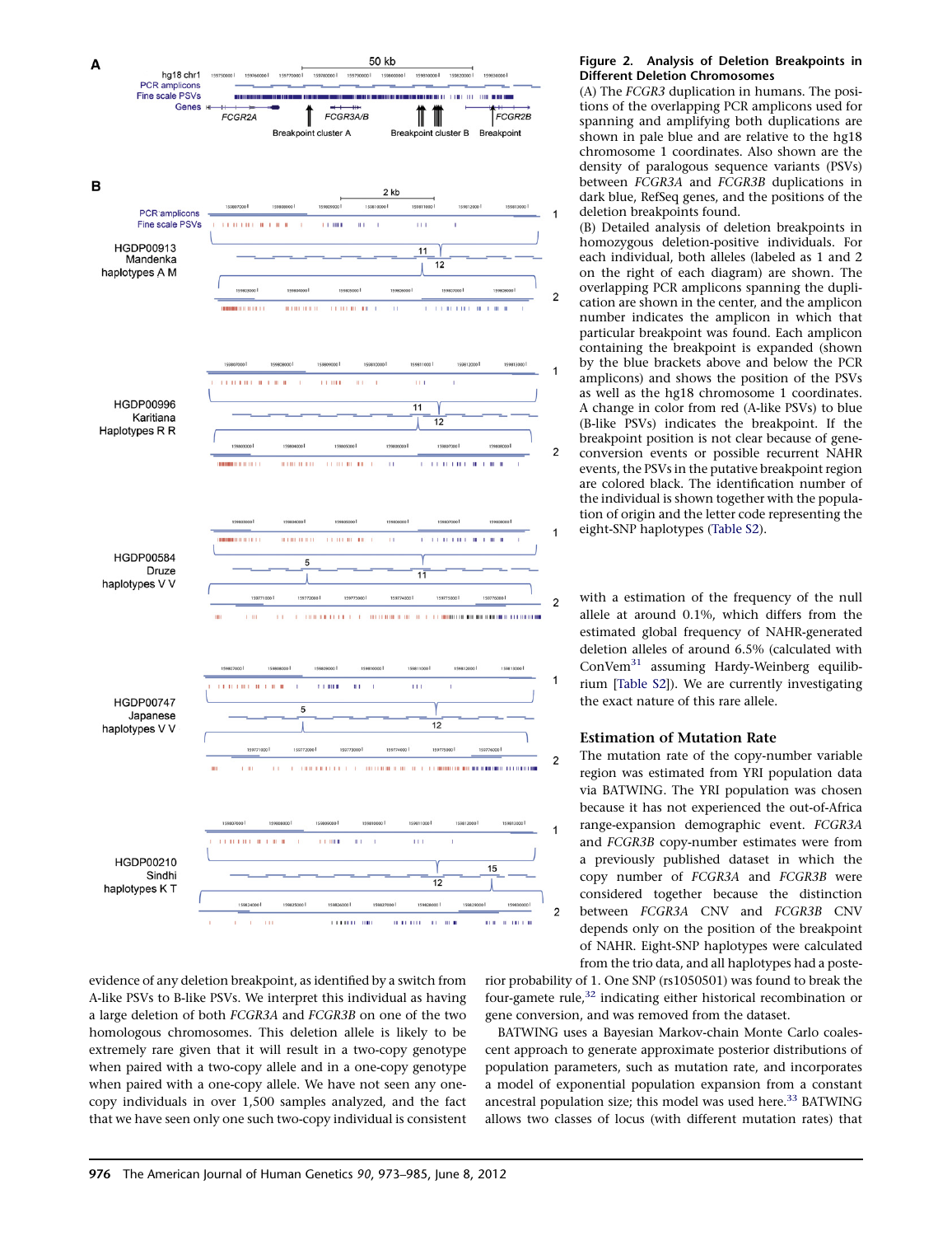**Figure 2. Analysis of Deletion Breakpoints in Different Deletion Chromosomes**

(A) The *FCGR3* duplication in humans. The positions of the overlapping PCR amplicons used for spanning and amplifying both duplications are shown in pale blue and are relative to the hg18 chromosome 1 coordinates. Also shown are the density of paralogous sequence variants (PSVs) between *FCGR3A* and *FCGR3B* duplications in dark blue, RefSeq genes, and the positions of the deletion breakpoints found.

(B) Detailed analysis of deletion breakpoints in homozygous deletion-positive individuals. For each individual, both alleles (labeled as 1 and 2 on the right of each diagram) are shown. The overlapping PCR amplicons spanning the duplication are shown in the center, and the amplicon number indicates the amplicon in which that particular breakpoint was found. Each amplicon containing the breakpoint is expanded (shown by the blue brackets above and below the PCR amplicons) and shows the position of the PSVs as well as the hg18 chromosome 1 coordinates. A change in color from red (A-like PSVs) to blue (B-like PSVs) indicates the breakpoint. If the breakpoint position is not clear because of gene-conversion events or possible recurrent NAHR events, the PSVs in the putative breakpoint region are colored black. The identification number of the individual is shown together with the population of origin and the letter code representing the eight-SNP haplotypes (Table S2).

evidence of any deletion breakpoint, as identified by a switch from A-like PSVs to B-like PSVs. We interpret this individual as having a large deletion of both *FCGR3A* and *FCGR3B* on one of the two homologous chromosomes. This deletion allele is likely to be extremely rare given that it will result in a two-copy genotype when paired with a one-copy allele and in a one-copy genotype when paired with a one-copy allele. We have not seen any one-copy individuals in over 1,500 samples analyzed, and the fact that we have seen only one such two-copy individual is consistent with a estimation of the frequency of the null allele at around 0.1%, which differs from the estimated global frequency of NAHR-generated deletion alleles of around 6.5% (calculated with ConVem[31] assuming Hardy-Weinberg equilibrium [Table S2]). We are currently investigating the exact nature of this rare allele.

## Estimation of Mutation Rate

The mutation rate of the copy-number variable region was estimated from YRI population data via BATWING. The YRI population was chosen because it has not experienced the out-of-Africa range-expansion demographic event. *FCGR3A* and *FCGR3B* copy-number estimates were from a previously published dataset in which the copy number of *FCGR3A* and *FCGR3B* were considered together because the distinction between *FCGR3A* CNV and *FCGR3B* CNV depends only on the position of the breakpoint of NAHR. Eight-SNP haplotypes were calculated from the trio data, and all haplotypes had a posterior probability of 1. One SNP (rs1050501) was found to break the four-gamete rule,[32] indicating either historical recombination or gene conversion, and was removed from the dataset.

BATWING uses a Bayesian Markov-chain Monte Carlo coalescent approach to generate approximate posterior distributions of population parameters, such as mutation rate, and incorporates a model of exponential population expansion from a constant ancestral population size; this model was used here.[33] BATWING allows two classes of locus (with different mutation rates) that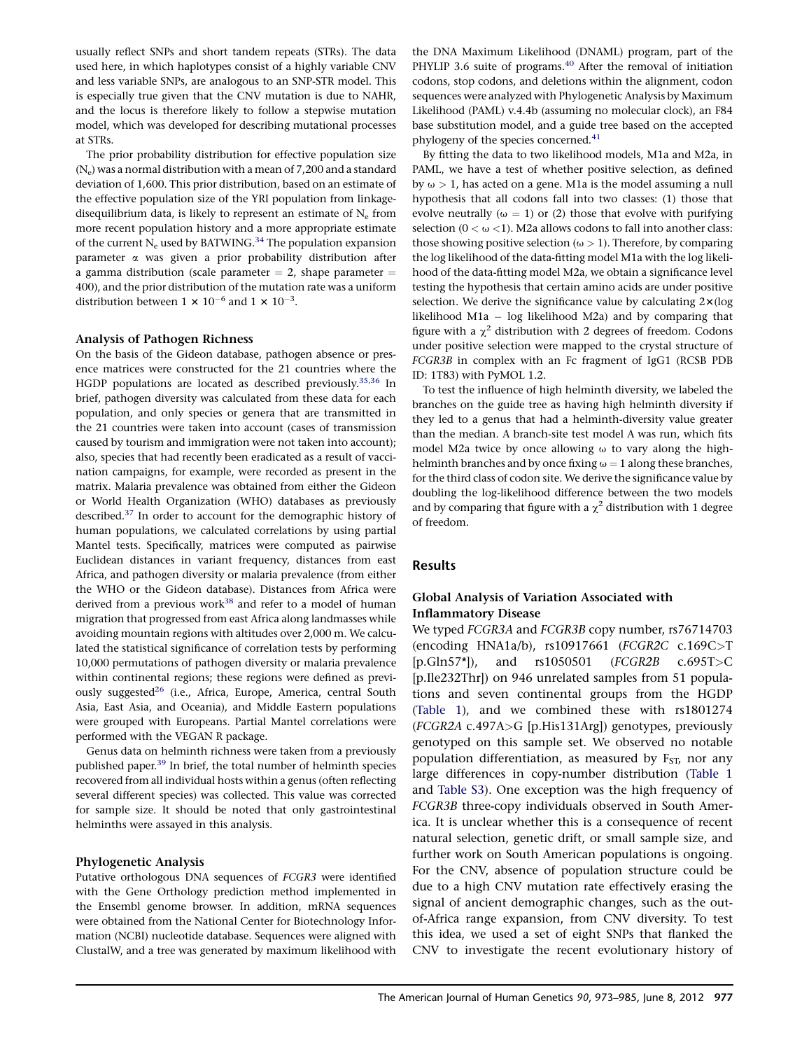usually reflect SNPs and short tandem repeats (STRs). The data used here, in which haplotypes consist of a highly variable CNV and less variable SNPs, are analogous to an SNP-STR model. This is especially true given that the CNV mutation is due to NAHR, and the locus is therefore likely to follow a stepwise mutation model, which was developed for describing mutational processes at STRs.

The prior probability distribution for effective population size ($N_e$) was a normal distribution with a mean of 7,200 and a standard deviation of 1,600. This prior distribution, based on an estimate of the effective population size of the YRI population from linkage-disequilibrium data, is likely to represent an estimate of $N_e$ from more recent population history and a more appropriate estimate of the current $N_e$ used by BATWING.[34] The population expansion parameter $\alpha$ was given a prior probability distribution after a gamma distribution (scale parameter = 2, shape parameter = 400), and the prior distribution of the mutation rate was a uniform distribution between $1 \times 10^{-6}$ and $1 \times 10^{-3}$.

### Analysis of Pathogen Richness

On the basis of the Gideon database, pathogen absence or presence matrices were constructed for the 21 countries where the HGDP populations are located as described previously.[35,36] In brief, pathogen diversity was calculated from these data for each population, and only species or genera that are transmitted in the 21 countries were taken into account (cases of transmission caused by tourism and immigration were not taken into account); also, species that had recently been eradicated as a result of vaccination campaigns, for example, were recorded as present in the matrix. Malaria prevalence was obtained from either the Gideon or World Health Organization (WHO) databases as previously described.[37] In order to account for the demographic history of human populations, we calculated correlations by using partial Mantel tests. Specifically, matrices were computed as pairwise Euclidean distances in variant frequency, distances from east Africa, and pathogen diversity or malaria prevalence (from either the WHO or the Gideon database). Distances from Africa were derived from a previous work[38] and refer to a model of human migration that progressed from east Africa along landmasses while avoiding mountain regions with altitudes over 2,000 m. We calculated the statistical significance of correlation tests by performing 10,000 permutations of pathogen diversity or malaria prevalence within continental regions; these regions were defined as previously suggested[26] (i.e., Africa, Europe, America, central South Asia, East Asia, and Oceania), and Middle Eastern populations were grouped with Europeans. Partial Mantel correlations were performed with the VEGAN R package.

Genus data on helminth richness were taken from a previously published paper.[39] In brief, the total number of helminth species recovered from all individual hosts within a genus (often reflecting several different species) was collected. This value was corrected for sample size. It should be noted that only gastrointestinal helminths were assayed in this analysis.

### Phylogenetic Analysis

Putative orthologous DNA sequences of *FCGR3* were identified with the Gene Orthology prediction method implemented in the Ensembl genome browser. In addition, mRNA sequences were obtained from the National Center for Biotechnology Information (NCBI) nucleotide database. Sequences were aligned with ClustalW, and a tree was generated by maximum likelihood with the DNA Maximum Likelihood (DNAML) program, part of the PHYLIP 3.6 suite of programs.[40] After the removal of initiation codons, stop codons, and deletions within the alignment, codon sequences were analyzed with Phylogenetic Analysis by Maximum Likelihood (PAML) v.4.4b (assuming no molecular clock), an F84 base substitution model, and a guide tree based on the accepted phylogeny of the species concerned.[41]

By fitting the data to two likelihood models, M1a and M2a, in PAML, we have a test of whether positive selection, as defined by $\omega > 1$, has acted on a gene. M1a is the model assuming a null hypothesis that all codons fall into two classes: (1) those that evolve neutrally ($\omega = 1$) or (2) those that evolve with purifying selection ($0 < \omega < 1$). M2a allows codons to fall into another class: those showing positive selection ($\omega > 1$). Therefore, by comparing the log likelihood of the data-fitting model M1a with the log likelihood of the data-fitting model M2a, we obtain a significance level testing the hypothesis that certain amino acids are under positive selection. We derive the significance value by calculating $2\times$(log likelihood M1a $-$ log likelihood M2a) and by comparing that figure with a $\chi^2$ distribution with 2 degrees of freedom. Codons under positive selection were mapped to the crystal structure of *FCGR3B* in complex with an Fc fragment of IgG1 (RCSB PDB ID: 1T83) with PyMOL 1.2.

To test the influence of high helminth diversity, we labeled the branches on the guide tree as having high helminth diversity if they led to a genus that had a helminth-diversity value greater than the median. A branch-site test model A was run, which fits model M2a twice by once allowing $\omega$ to vary along the high-helminth branches and by once fixing $\omega = 1$ along these branches, for the third class of codon site. We derive the significance value by doubling the log-likelihood difference between the two models and by comparing that figure with a $\chi^2$ distribution with 1 degree of freedom.

## Results

### Global Analysis of Variation Associated with Inflammatory Disease

We typed *FCGR3A* and *FCGR3B* copy number, rs76714703 (encoding HNA1a/b), rs10917661 (*FCGR2C* c.169C>T [p.Gln57*]), and rs1050501 (*FCGR2B* c.695T>C [p.Ile232Thr]) on 946 unrelated samples from 51 populations and seven continental groups from the HGDP (Table 1), and we combined these with rs1801274 (*FCGR2A* c.497A>G [p.His131Arg]) genotypes, previously genotyped on this sample set. We observed no notable population differentiation, as measured by $F_{ST}$, nor any large differences in copy-number distribution (Table 1 and Table S3). One exception was the high frequency of *FCGR3B* three-copy individuals observed in South America. It is unclear whether this is a consequence of recent natural selection, genetic drift, or small sample size, and further work on South American populations is ongoing. For the CNV, absence of population structure could be due to a high CNV mutation rate effectively erasing the signal of ancient demographic changes, such as the out-of-Africa range expansion, from CNV diversity. To test this idea, we used a set of eight SNPs that flanked the CNV to investigate the recent evolutionary history of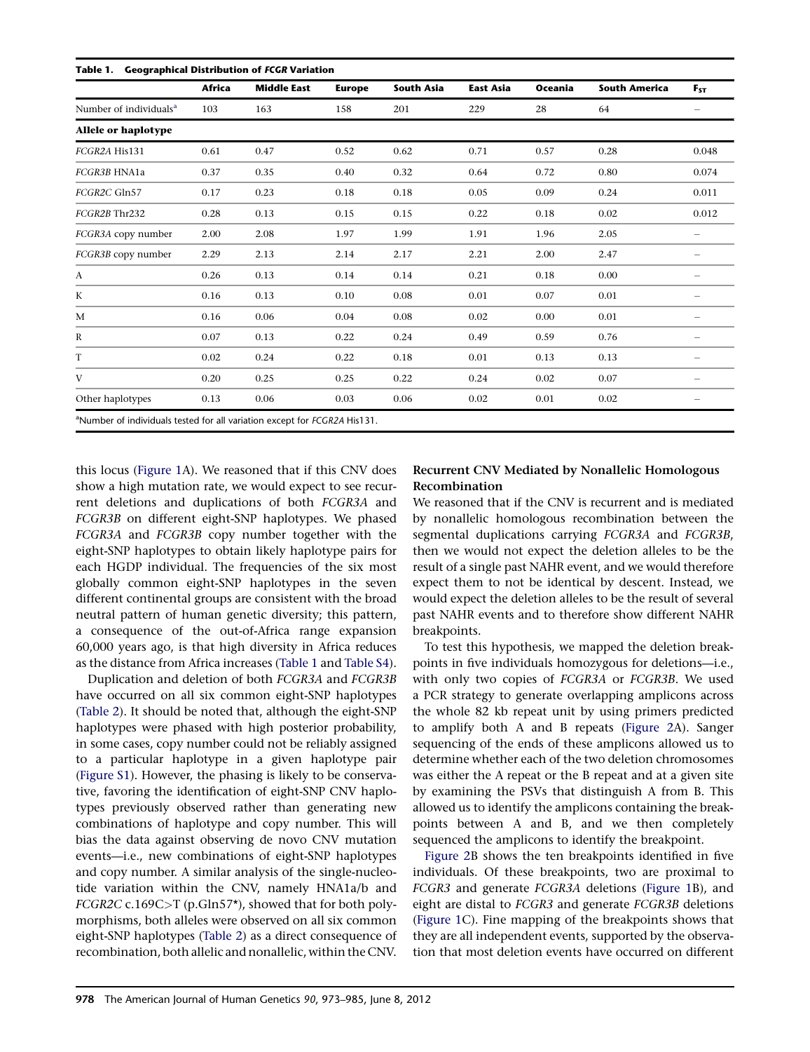**Table 1. Geographical Distribution of *FCGR* Variation**

| | Africa | Middle East | Europe | South Asia | East Asia | Oceania | South America | $F_{ST}$ |
|---|---|---|---|---|---|---|---|---|
| Number of individuals[a] | 103 | 163 | 158 | 201 | 229 | 28 | 64 | – |
| **Allele or haplotype** | | | | | | | | |
| *FCGR2A* His131 | 0.61 | 0.47 | 0.52 | 0.62 | 0.71 | 0.57 | 0.28 | 0.048 |
| *FCGR3B* HNA1a | 0.37 | 0.35 | 0.40 | 0.32 | 0.64 | 0.72 | 0.80 | 0.074 |
| *FCGR2C* Gln57 | 0.17 | 0.23 | 0.18 | 0.18 | 0.05 | 0.09 | 0.24 | 0.011 |
| *FCGR2B* Thr232 | 0.28 | 0.13 | 0.15 | 0.15 | 0.22 | 0.18 | 0.02 | 0.012 |
| *FCGR3A* copy number | 2.00 | 2.08 | 1.97 | 1.99 | 1.91 | 1.96 | 2.05 | – |
| *FCGR3B* copy number | 2.29 | 2.13 | 2.14 | 2.17 | 2.21 | 2.00 | 2.47 | – |
| A | 0.26 | 0.13 | 0.14 | 0.14 | 0.21 | 0.18 | 0.00 | – |
| K | 0.16 | 0.13 | 0.10 | 0.08 | 0.01 | 0.07 | 0.01 | – |
| M | 0.16 | 0.06 | 0.04 | 0.08 | 0.02 | 0.00 | 0.01 | – |
| R | 0.07 | 0.13 | 0.22 | 0.24 | 0.49 | 0.59 | 0.76 | – |
| T | 0.02 | 0.24 | 0.22 | 0.18 | 0.01 | 0.13 | 0.13 | – |
| V | 0.20 | 0.25 | 0.25 | 0.22 | 0.24 | 0.02 | 0.07 | – |
| Other haplotypes | 0.13 | 0.06 | 0.03 | 0.06 | 0.02 | 0.01 | 0.02 | – |

[a]Number of individuals tested for all variation except for *FCGR2A* His131.

this locus (Figure 1A). We reasoned that if this CNV does show a high mutation rate, we would expect to see recurrent deletions and duplications of both *FCGR3A* and *FCGR3B* on different eight-SNP haplotypes. We phased *FCGR3A* and *FCGR3B* copy number together with the eight-SNP haplotypes to obtain likely haplotype pairs for each HGDP individual. The frequencies of the six most globally common eight-SNP haplotypes in the seven different continental groups are consistent with the broad neutral pattern of human genetic diversity; this pattern, a consequence of the out-of-Africa range expansion 60,000 years ago, is that high diversity in Africa reduces as the distance from Africa increases (Table 1 and Table S4).

Duplication and deletion of both *FCGR3A* and *FCGR3B* have occurred on all six common eight-SNP haplotypes (Table 2). It should be noted that, although the eight-SNP haplotypes were phased with high posterior probability, in some cases, copy number could not be reliably assigned to a particular haplotype in a given haplotype pair (Figure S1). However, the phasing is likely to be conservative, favoring the identification of eight-SNP CNV haplotypes previously observed rather than generating new combinations of haplotype and copy number. This will bias the data against observing de novo CNV mutation events—i.e., new combinations of eight-SNP haplotypes and copy number. A similar analysis of the single-nucleotide variation within the CNV, namely HNA1a/b and *FCGR2C* c.169C>T (p.Gln57*), showed that for both polymorphisms, both alleles were observed on all six common eight-SNP haplotypes (Table 2) as a direct consequence of recombination, both allelic and nonallelic, within the CNV.

### Recurrent CNV Mediated by Nonallelic Homologous Recombination

We reasoned that if the CNV is recurrent and is mediated by nonallelic homologous recombination between the segmental duplications carrying *FCGR3A* and *FCGR3B*, then we would not expect the deletion alleles to be the result of a single past NAHR event, and we would therefore expect them to not be identical by descent. Instead, we would expect the deletion alleles to be the result of several past NAHR events and to therefore show different NAHR breakpoints.

To test this hypothesis, we mapped the deletion breakpoints in five individuals homozygous for deletions—i.e., with only two copies of *FCGR3A* or *FCGR3B*. We used a PCR strategy to generate overlapping amplicons across the whole 82 kb repeat unit by using primers predicted to amplify both A and B repeats (Figure 2A). Sanger sequencing of the ends of these amplicons allowed us to determine whether each of the two deletion chromosomes was either the A repeat or the B repeat and at a given site by examining the PSVs that distinguish A from B. This allowed us to identify the amplicons containing the breakpoints between A and B, and we then completely sequenced the amplicons to identify the breakpoint.

Figure 2B shows the ten breakpoints identified in five individuals. Of these breakpoints, two are proximal to *FCGR3* and generate *FCGR3A* deletions (Figure 1B), and eight are distal to *FCGR3* and generate *FCGR3B* deletions (Figure 1C). Fine mapping of the breakpoints shows that they are all independent events, supported by the observation that most deletion events have occurred on different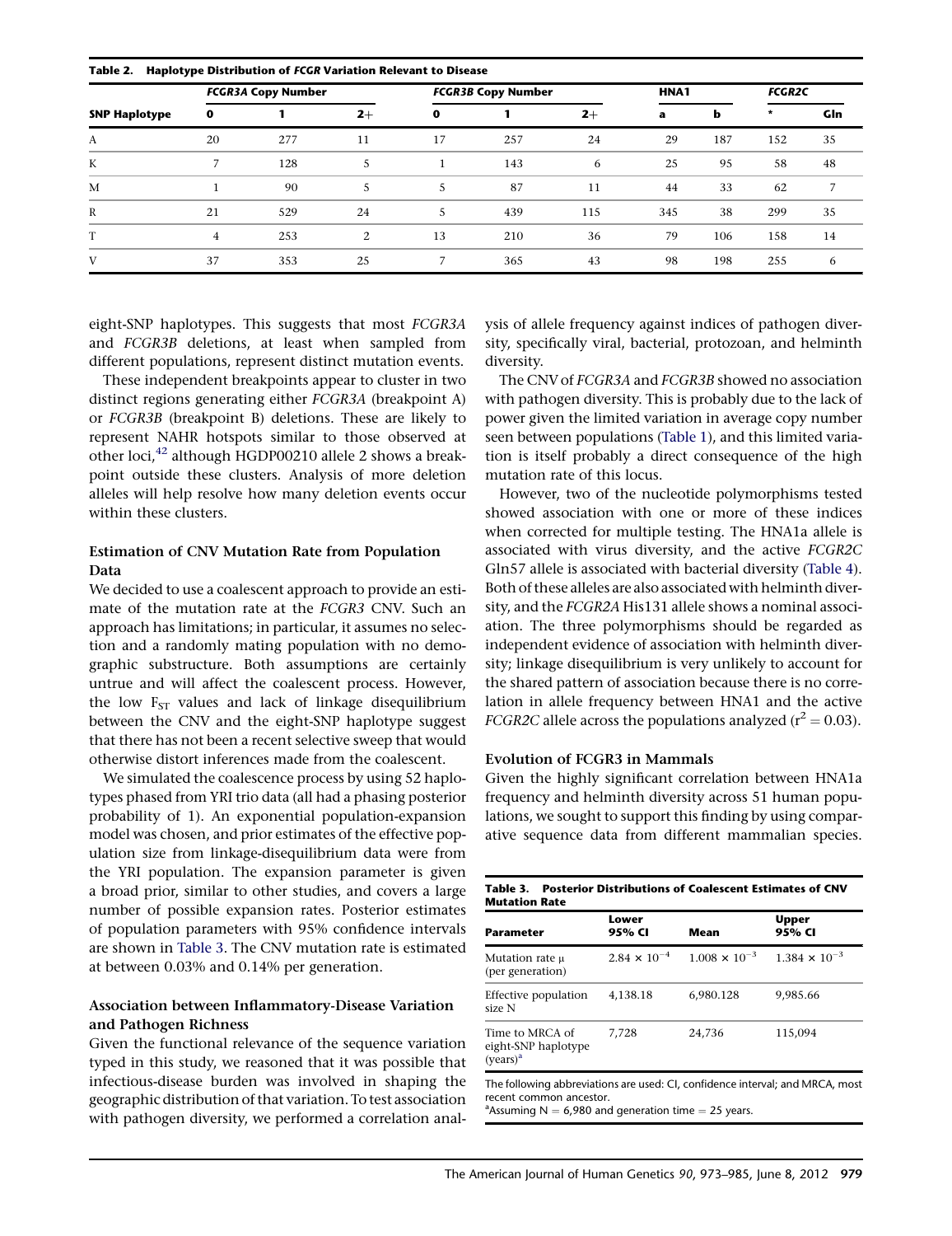**Table 2. Haplotype Distribution of *FCGR* Variation Relevant to Disease**

| SNP Haplotype | *FCGR3A* Copy Number | | | *FCGR3B* Copy Number | | | HNA1 | | *FCGR2C* | |
|---|---|---|---|---|---|---|---|---|---|---|
| | 0 | 1 | 2+ | 0 | 1 | 2+ | a | b | * | Gln |
| A | 20 | 277 | 11 | 17 | 257 | 24 | 29 | 187 | 152 | 35 |
| K | 7 | 128 | 5 | 1 | 143 | 6 | 25 | 95 | 58 | 48 |
| M | 1 | 90 | 5 | 5 | 87 | 11 | 44 | 33 | 62 | 7 |
| R | 21 | 529 | 24 | 5 | 439 | 115 | 345 | 38 | 299 | 35 |
| T | 4 | 253 | 2 | 13 | 210 | 36 | 79 | 106 | 158 | 14 |
| V | 37 | 353 | 25 | 7 | 365 | 43 | 98 | 198 | 255 | 6 |

eight-SNP haplotypes. This suggests that most *FCGR3A* and *FCGR3B* deletions, at least when sampled from different populations, represent distinct mutation events.

These independent breakpoints appear to cluster in two distinct regions generating either *FCGR3A* (breakpoint A) or *FCGR3B* (breakpoint B) deletions. These are likely to represent NAHR hotspots similar to those observed at other loci,[42] although HGDP00210 allele 2 shows a breakpoint outside these clusters. Analysis of more deletion alleles will help resolve how many deletion events occur within these clusters.

### Estimation of CNV Mutation Rate from Population Data

We decided to use a coalescent approach to provide an estimate of the mutation rate at the *FCGR3* CNV. Such an approach has limitations; in particular, it assumes no selection and a randomly mating population with no demographic substructure. Both assumptions are certainly untrue and will affect the coalescent process. However, the low $F_{ST}$ values and lack of linkage disequilibrium between the CNV and the eight-SNP haplotype suggest that there has not been a recent selective sweep that would otherwise distort inferences made from the coalescent.

We simulated the coalescence process by using 52 haplotypes phased from YRI trio data (all had a phasing posterior probability of 1). An exponential population-expansion model was chosen, and prior estimates of the effective population size from linkage-disequilibrium data were from the YRI population. The expansion parameter is given a broad prior, similar to other studies, and covers a large number of possible expansion rates. Posterior estimates of population parameters with 95% confidence intervals are shown in Table 3. The CNV mutation rate is estimated at between 0.03% and 0.14% per generation.

### Association between Inflammatory-Disease Variation and Pathogen Richness

Given the functional relevance of the sequence variation typed in this study, we reasoned that it was possible that infectious-disease burden was involved in shaping the geographic distribution of that variation. To test association with pathogen diversity, we performed a correlation analysis of allele frequency against indices of pathogen diversity, specifically viral, bacterial, protozoan, and helminth diversity.

The CNV of *FCGR3A* and *FCGR3B* showed no association with pathogen diversity. This is probably due to the lack of power given the limited variation in average copy number seen between populations (Table 1), and this limited variation is itself probably a direct consequence of the high mutation rate of this locus.

However, two of the nucleotide polymorphisms tested showed association with one or more of these indices when corrected for multiple testing. The HNA1a allele is associated with virus diversity, and the active *FCGR2C* Gln57 allele is associated with bacterial diversity (Table 4). Both of these alleles are also associated with helminth diversity, and the *FCGR2A* His131 allele shows a nominal association. The three polymorphisms should be regarded as independent evidence of association with helminth diversity; linkage disequilibrium is very unlikely to account for the shared pattern of association because there is no correlation in allele frequency between HNA1 and the active *FCGR2C* allele across the populations analyzed ($r^2 = 0.03$).

### Evolution of FCGR3 in Mammals

Given the highly significant correlation between HNA1a frequency and helminth diversity across 51 human populations, we sought to support this finding by using comparative sequence data from different mammalian species.

**Table 3. Posterior Distributions of Coalescent Estimates of CNV Mutation Rate**

| Parameter | Lower 95% CI | Mean | Upper 95% CI |
|---|---|---|---|
| Mutation rate $\mu$ (per generation) | $2.84 \times 10^{-4}$ | $1.008 \times 10^{-3}$ | $1.384 \times 10^{-3}$ |
| Effective population size N | 4,138.18 | 6,980.128 | 9,985.66 |
| Time to MRCA of eight-SNP haplotype (years)[a] | 7,728 | 24,736 | 115,094 |

The following abbreviations are used: CI, confidence interval; and MRCA, most recent common ancestor.
[a]Assuming N = 6,980 and generation time = 25 years.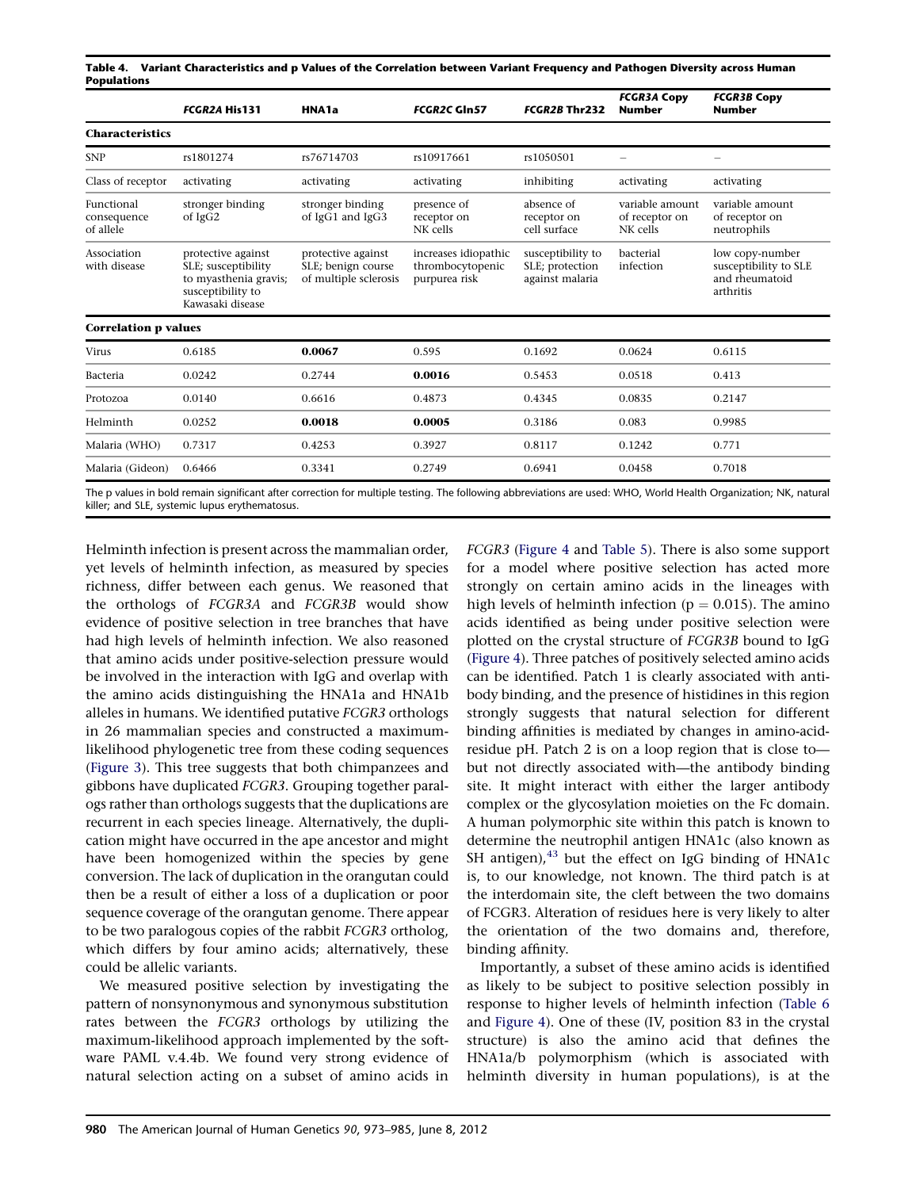**Table 4. Variant Characteristics and p Values of the Correlation between Variant Frequency and Pathogen Diversity across Human Populations**

| | *FCGR2A* His131 | HNA1a | *FCGR2C* Gln57 | *FCGR2B* Thr232 | *FCGR3A* Copy Number | *FCGR3B* Copy Number |
|---|---|---|---|---|---|---|
| **Characteristics** | | | | | | |
| SNP | rs1801274 | rs76714703 | rs10917661 | rs1050501 | – | – |
| Class of receptor | activating | activating | activating | inhibiting | activating | activating |
| Functional consequence of allele | stronger binding of IgG2 | stronger binding of IgG1 and IgG3 | presence of receptor on NK cells | absence of receptor on cell surface | variable amount of receptor on NK cells | variable amount of receptor on neutrophils |
| Association with disease | protective against SLE; susceptibility to myasthenia gravis; susceptibility to Kawasaki disease | protective against SLE; benign course of multiple sclerosis | increases idiopathic thrombocytopenic purpurea risk | susceptibility to SLE; protection against malaria | bacterial infection | low copy-number susceptibility to SLE and rheumatoid arthritis |
| **Correlation p values** | | | | | | |
| Virus | 0.6185 | **0.0067** | 0.595 | 0.1692 | 0.0624 | 0.6115 |
| Bacteria | 0.0242 | 0.2744 | **0.0016** | 0.5453 | 0.0518 | 0.413 |
| Protozoa | 0.0140 | 0.6616 | 0.4873 | 0.4345 | 0.0835 | 0.2147 |
| Helminth | 0.0252 | **0.0018** | **0.0005** | 0.3186 | 0.083 | 0.9985 |
| Malaria (WHO) | 0.7317 | 0.4253 | 0.3927 | 0.8117 | 0.1242 | 0.771 |
| Malaria (Gideon) | 0.6466 | 0.3341 | 0.2749 | 0.6941 | 0.0458 | 0.7018 |

The p values in bold remain significant after correction for multiple testing. The following abbreviations are used: WHO, World Health Organization; NK, natural killer; and SLE, systemic lupus erythematosus.

Helminth infection is present across the mammalian order, yet levels of helminth infection, as measured by species richness, differ between each genus. We reasoned that the orthologs of *FCGR3A* and *FCGR3B* would show evidence of positive selection in tree branches that have had high levels of helminth infection. We also reasoned that amino acids under positive-selection pressure would be involved in the interaction with IgG and overlap with the amino acids distinguishing the HNA1a and HNA1b alleles in humans. We identified putative *FCGR3* orthologs in 26 mammalian species and constructed a maximum-likelihood phylogenetic tree from these coding sequences (Figure 3). This tree suggests that both chimpanzees and gibbons have duplicated *FCGR3*. Grouping together paralogs rather than orthologs suggests that the duplications are recurrent in each species lineage. Alternatively, the duplication might have occurred in the ape ancestor and might have been homogenized within the species by gene conversion. The lack of duplication in the orangutan could then be a result of either a loss of a duplication or poor sequence coverage of the orangutan genome. There appear to be two paralogous copies of the rabbit *FCGR3* ortholog, which differs by four amino acids; alternatively, these could be allelic variants.

We measured positive selection by investigating the pattern of nonsynonymous and synonymous substitution rates between the *FCGR3* orthologs by utilizing the maximum-likelihood approach implemented by the software PAML v.4.4b. We found very strong evidence of natural selection acting on a subset of amino acids in *FCGR3* (Figure 4 and Table 5). There is also some support for a model where positive selection has acted more strongly on certain amino acids in the lineages with high levels of helminth infection ($p = 0.015$). The amino acids identified as being under positive selection were plotted on the crystal structure of *FCGR3B* bound to IgG (Figure 4). Three patches of positively selected amino acids can be identified. Patch 1 is clearly associated with antibody binding, and the presence of histidines in this region strongly suggests that natural selection for different binding affinities is mediated by changes in amino-acid-residue pH. Patch 2 is on a loop region that is close to—but not directly associated with—the antibody binding site. It might interact with either the larger antibody complex or the glycosylation moieties on the Fc domain. A human polymorphic site within this patch is known to determine the neutrophil antigen HNA1c (also known as SH antigen),[43] but the effect on IgG binding of HNA1c is, to our knowledge, not known. The third patch is at the interdomain site, the cleft between the two domains of FCGR3. Alteration of residues here is very likely to alter the orientation of the two domains and, therefore, binding affinity.

Importantly, a subset of these amino acids is identified as likely to be subject to positive selection possibly in response to higher levels of helminth infection (Table 6 and Figure 4). One of these (IV, position 83 in the crystal structure) is also the amino acid that defines the HNA1a/b polymorphism (which is associated with helminth diversity in human populations), is at the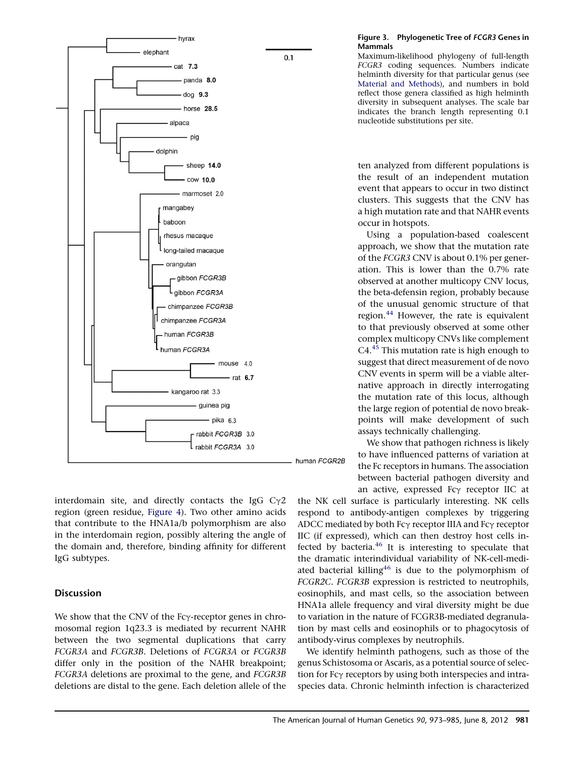**Figure 3. Phylogenetic Tree of *FCGR3* Genes in Mammals**

Maximum-likelihood phylogeny of full-length *FCGR3* coding sequences. Numbers indicate helminth diversity for that particular genus (see Material and Methods), and numbers in bold reflect those genera classified as high helminth diversity in subsequent analyses. The scale bar indicates the branch length representing 0.1 nucleotide substitutions per site.

interdomain site, and directly contacts the IgG Cγ2 region (green residue, Figure 4). Two other amino acids that contribute to the HNA1a/b polymorphism are also in the interdomain region, possibly altering the angle of the domain and, therefore, binding affinity for different IgG subtypes.

## Discussion

We show that the CNV of the Fcγ-receptor genes in chromosomal region 1q23.3 is mediated by recurrent NAHR between the two segmental duplications that carry *FCGR3A* and *FCGR3B*. Deletions of *FCGR3A* or *FCGR3B* differ only in the position of the NAHR breakpoint; *FCGR3A* deletions are proximal to the gene, and *FCGR3B* deletions are distal to the gene. Each deletion allele of the ten analyzed from different populations is the result of an independent mutation event that appears to occur in two distinct clusters. This suggests that the CNV has a high mutation rate and that NAHR events occur in hotspots.

Using a population-based coalescent approach, we show that the mutation rate of the *FCGR3* CNV is about 0.1% per generation. This is lower than the 0.7% rate observed at another multicopy CNV locus, the beta-defensin region, probably because of the unusual genomic structure of that region.[44] However, the rate is equivalent to that previously observed at some other complex multicopy CNVs like complement C4.[45] This mutation rate is high enough to suggest that direct measurement of de novo CNV events in sperm will be a viable alternative approach in directly interrogating the mutation rate of this locus, although the large region of potential de novo breakpoints will make development of such assays technically challenging.

We show that pathogen richness is likely to have influenced patterns of variation at the Fc receptors in humans. The association between bacterial pathogen diversity and an active, expressed Fcγ receptor IIC at the NK cell surface is particularly interesting. NK cells respond to antibody-antigen complexes by triggering ADCC mediated by both Fcγ receptor IIIA and Fcγ receptor IIC (if expressed), which can then destroy host cells infected by bacteria.[46] It is interesting to speculate that the dramatic interindividual variability of NK-cell-mediated bacterial killing[46] is due to the polymorphism of *FCGR2C*. *FCGR3B* expression is restricted to neutrophils, eosinophils, and mast cells, so the association between HNA1a allele frequency and viral diversity might be due to variation in the nature of FCGR3B-mediated degranulation by mast cells and eosinophils or to phagocytosis of antibody-virus complexes by neutrophils.

We identify helminth pathogens, such as those of the genus Schistosoma or Ascaris, as a potential source of selection for Fcγ receptors by using both interspecies and intraspecies data. Chronic helminth infection is characterized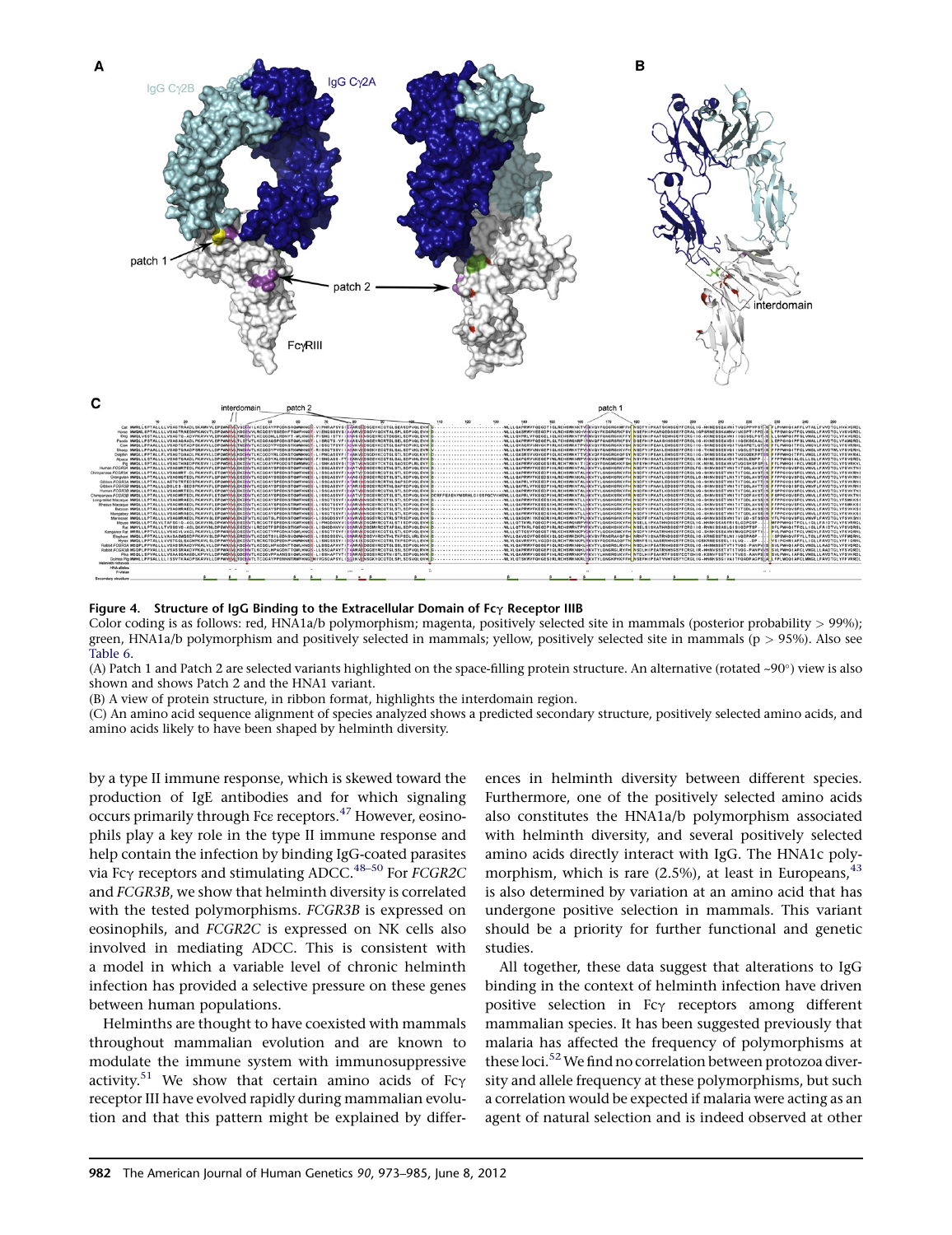**Figure 4. Structure of IgG Binding to the Extracellular Domain of Fcγ Receptor IIIB**

Color coding is as follows: red, HNA1a/b polymorphism; magenta, positively selected site in mammals (posterior probability > 99%); green, HNA1a/b polymorphism and positively selected in mammals; yellow, positively selected site in mammals (p > 95%). Also see Table 6.

(A) Patch 1 and Patch 2 are selected variants highlighted on the space-filling protein structure. An alternative (rotated ~90°) view is also shown and shows Patch 2 and the HNA1 variant.

(B) A view of protein structure, in ribbon format, highlights the interdomain region.

(C) An amino acid sequence alignment of species analyzed shows a predicted secondary structure, positively selected amino acids, and amino acids likely to have been shaped by helminth diversity.

by a type II immune response, which is skewed toward the production of IgE antibodies and for which signaling occurs primarily through Fcε receptors.[47] However, eosinophils play a key role in the type II immune response and help contain the infection by binding IgG-coated parasites via Fcγ receptors and stimulating ADCC.[48–50] For *FCGR2C* and *FCGR3B*, we show that helminth diversity is correlated with the tested polymorphisms. *FCGR3B* is expressed on eosinophils, and *FCGR2C* is expressed on NK cells also involved in mediating ADCC. This is consistent with a model in which a variable level of chronic helminth infection has provided a selective pressure on these genes between human populations.

Helminths are thought to have coexisted with mammals throughout mammalian evolution and are known to modulate the immune system with immunosuppressive activity.[51] We show that certain amino acids of Fcγ receptor III have evolved rapidly during mammalian evolution and that this pattern might be explained by differences in helminth diversity between different species. Furthermore, one of the positively selected amino acids also constitutes the HNA1a/b polymorphism associated with helminth diversity, and several positively selected amino acids directly interact with IgG. The HNA1c polymorphism, which is rare (2.5%), at least in Europeans,[43] is also determined by variation at an amino acid that has undergone positive selection in mammals. This variant should be a priority for further functional and genetic studies.

All together, these data suggest that alterations to IgG binding in the context of helminth infection have driven positive selection in Fcγ receptors among different mammalian species. It has been suggested previously that malaria has affected the frequency of polymorphisms at these loci.[52] We find no correlation between protozoa diversity and allele frequency at these polymorphisms, but such a correlation would be expected if malaria were acting as an agent of natural selection and is indeed observed at other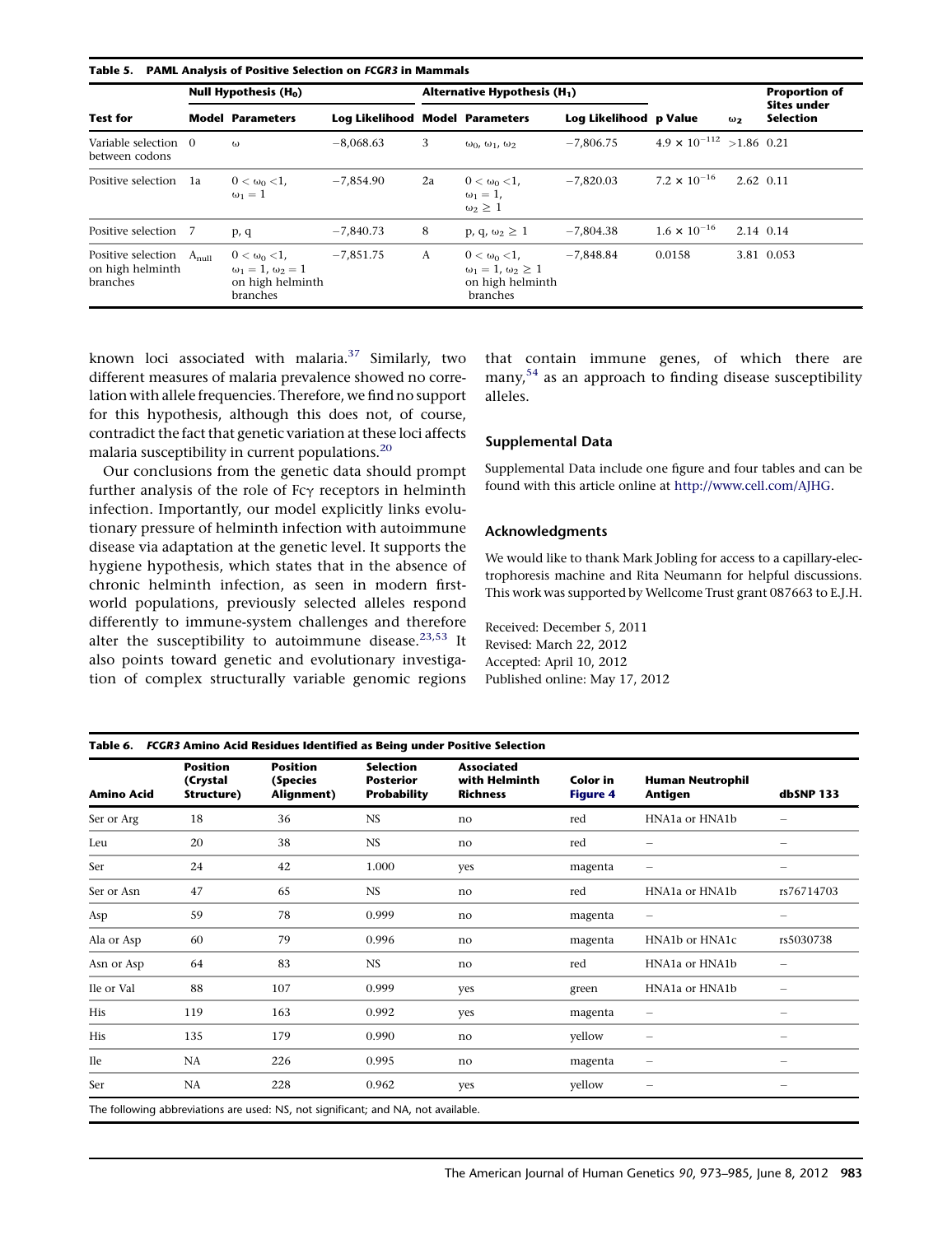**Table 5. PAML Analysis of Positive Selection on *FCGR3* in Mammals**

| Test for | Null Hypothesis ($H_0$) | | | Alternative Hypothesis ($H_1$) | | | | | Proportion of Sites under Selection |
|---|---|---|---|---|---|---|---|---|---|
| | Model | Parameters | Log Likelihood | Model | Parameters | Log Likelihood | p Value | $\omega_2$ | |
| Variable selection between codons | 0 | $\omega$ | −8,068.63 | 3 | $\omega_0$, $\omega_1$, $\omega_2$ | −7,806.75 | $4.9 \times 10^{-112}$ | >1.86 | 0.21 |
| Positive selection | 1a | $0 < \omega_0 < 1$, $\omega_1 = 1$ | −7,854.90 | 2a | $0 < \omega_0 < 1$, $\omega_1 = 1$, $\omega_2 \geq 1$ | −7,820.03 | $7.2 \times 10^{-16}$ | 2.62 | 0.11 |
| Positive selection | 7 | p, q | −7,840.73 | 8 | p, q, $\omega_2 \geq 1$ | −7,804.38 | $1.6 \times 10^{-16}$ | 2.14 | 0.14 |
| Positive selection on high helminth branches | $A_{null}$ | $0 < \omega_0 < 1$, $\omega_1 = 1$, $\omega_2 = 1$ on high helminth branches | −7,851.75 | A | $0 < \omega_0 < 1$, $\omega_1 = 1$, $\omega_2 \geq 1$ on high helminth branches | −7,848.84 | 0.0158 | 3.81 | 0.053 |

known loci associated with malaria.[37] Similarly, two different measures of malaria prevalence showed no correlation with allele frequencies. Therefore, we find no support for this hypothesis, although this does not, of course, contradict the fact that genetic variation at these loci affects malaria susceptibility in current populations.[20]

Our conclusions from the genetic data should prompt further analysis of the role of Fcγ receptors in helminth infection. Importantly, our model explicitly links evolutionary pressure of helminth infection with autoimmune disease via adaptation at the genetic level. It supports the hygiene hypothesis, which states that in the absence of chronic helminth infection, as seen in modern first-world populations, previously selected alleles respond differently to immune-system challenges and therefore alter the susceptibility to autoimmune disease.[23,53] It also points toward genetic and evolutionary investigation of complex structurally variable genomic regions that contain immune genes, of which there are many,[54] as an approach to finding disease susceptibility alleles.

## Supplemental Data

Supplemental Data include one figure and four tables and can be found with this article online at http://www.cell.com/AJHG.

## Acknowledgments

We would like to thank Mark Jobling for access to a capillary-electrophoresis machine and Rita Neumann for helpful discussions. This work was supported by Wellcome Trust grant 087663 to E.J.H.

Received: December 5, 2011
Revised: March 22, 2012
Accepted: April 10, 2012
Published online: May 17, 2012

**Table 6. *FCGR3* Amino Acid Residues Identified as Being under Positive Selection**

| Amino Acid | Position (Crystal Structure) | Position (Species Alignment) | Selection Posterior Probability | Associated with Helminth Richness | Color in Figure 4 | Human Neutrophil Antigen | dbSNP 133 |
|---|---|---|---|---|---|---|---|
| Ser or Arg | 18 | 36 | NS | no | red | HNA1a or HNA1b | – |
| Leu | 20 | 38 | NS | no | red | – | – |
| Ser | 24 | 42 | 1.000 | yes | magenta | – | – |
| Ser or Asn | 47 | 65 | NS | no | red | HNA1a or HNA1b | rs76714703 |
| Asp | 59 | 78 | 0.999 | no | magenta | – | – |
| Ala or Asp | 60 | 79 | 0.996 | no | magenta | HNA1b or HNA1c | rs5030738 |
| Asn or Asp | 64 | 83 | NS | no | red | HNA1a or HNA1b | – |
| Ile or Val | 88 | 107 | 0.999 | yes | green | HNA1a or HNA1b | – |
| His | 119 | 163 | 0.992 | yes | magenta | – | – |
| His | 135 | 179 | 0.990 | no | yellow | – | – |
| Ile | NA | 226 | 0.995 | no | magenta | – | – |
| Ser | NA | 228 | 0.962 | yes | yellow | – | – |

The following abbreviations are used: NS, not significant; and NA, not available.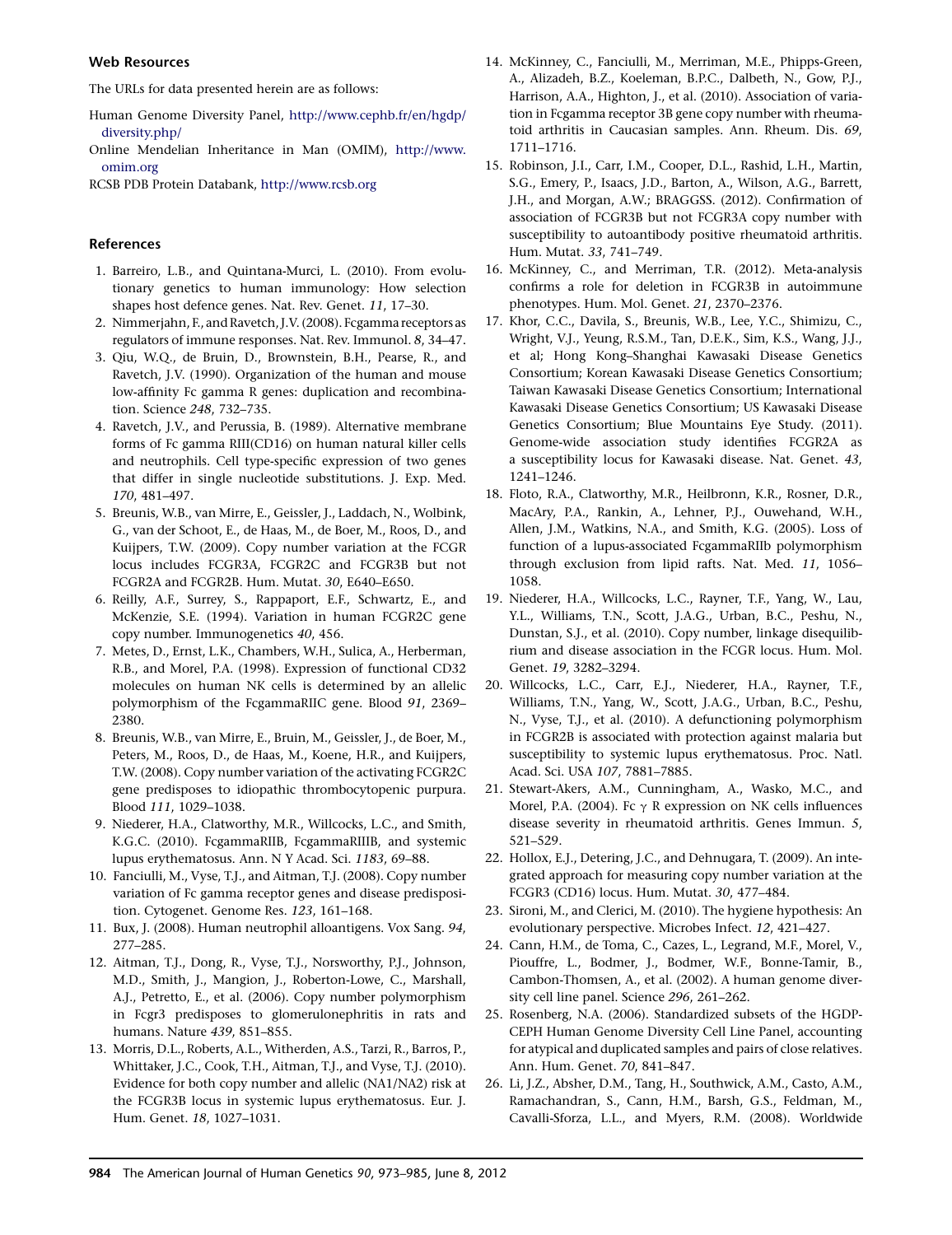## Web Resources

The URLs for data presented herein are as follows:

Human Genome Diversity Panel, http://www.cephb.fr/en/hgdp/diversity.php/

Online Mendelian Inheritance in Man (OMIM), http://www.omim.org

RCSB PDB Protein Databank, http://www.rcsb.org

## References

1. Barreiro, L.B., and Quintana-Murci, L. (2010). From evolutionary genetics to human immunology: How selection shapes host defence genes. Nat. Rev. Genet. *11*, 17–30.
2. Nimmerjahn, F., and Ravetch, J.V. (2008). Fcgamma receptors as regulators of immune responses. Nat. Rev. Immunol. *8*, 34–47.
3. Qiu, W.Q., de Bruin, D., Brownstein, B.H., Pearse, R., and Ravetch, J.V. (1990). Organization of the human and mouse low-affinity Fc gamma R genes: duplication and recombination. Science *248*, 732–735.
4. Ravetch, J.V., and Perussia, B. (1989). Alternative membrane forms of Fc gamma RIII(CD16) on human natural killer cells and neutrophils. Cell type-specific expression of two genes that differ in single nucleotide substitutions. J. Exp. Med. *170*, 481–497.
5. Breunis, W.B., van Mirre, E., Geissler, J., Laddach, N., Wolbink, G., van der Schoot, E., de Haas, M., de Boer, M., Roos, D., and Kuijpers, T.W. (2009). Copy number variation at the FCGR locus includes FCGR3A, FCGR2C and FCGR3B but not FCGR2A and FCGR2B. Hum. Mutat. *30*, E640–E650.
6. Reilly, A.F., Surrey, S., Rappaport, E.F., Schwartz, E., and McKenzie, S.E. (1994). Variation in human FCGR2C gene copy number. Immunogenetics *40*, 456.
7. Metes, D., Ernst, L.K., Chambers, W.H., Sulica, A., Herberman, R.B., and Morel, P.A. (1998). Expression of functional CD32 molecules on human NK cells is determined by an allelic polymorphism of the FcgammaRIIC gene. Blood *91*, 2369–2380.
8. Breunis, W.B., van Mirre, E., Bruin, M., Geissler, J., de Boer, M., Peters, M., Roos, D., de Haas, M., Koene, H.R., and Kuijpers, T.W. (2008). Copy number variation of the activating FCGR2C gene predisposes to idiopathic thrombocytopenic purpura. Blood *111*, 1029–1038.
9. Niederer, H.A., Clatworthy, M.R., Willcocks, L.C., and Smith, K.G.C. (2010). FcgammaRIIB, FcgammaRIIIB, and systemic lupus erythematosus. Ann. N Y Acad. Sci. *1183*, 69–88.
10. Fanciulli, M., Vyse, T.J., and Aitman, T.J. (2008). Copy number variation of Fc gamma receptor genes and disease predisposition. Cytogenet. Genome Res. *123*, 161–168.
11. Bux, J. (2008). Human neutrophil alloantigens. Vox Sang. *94*, 277–285.
12. Aitman, T.J., Dong, R., Vyse, T.J., Norsworthy, P.J., Johnson, M.D., Smith, J., Mangion, J., Roberton-Lowe, C., Marshall, A.J., Petretto, E., et al. (2006). Copy number polymorphism in Fcgr3 predisposes to glomerulonephritis in rats and humans. Nature *439*, 851–855.
13. Morris, D.L., Roberts, A.L., Witherden, A.S., Tarzi, R., Barros, P., Whittaker, J.C., Cook, T.H., Aitman, T.J., and Vyse, T.J. (2010). Evidence for both copy number and allelic (NA1/NA2) risk at the FCGR3B locus in systemic lupus erythematosus. Eur. J. Hum. Genet. *18*, 1027–1031.
14. McKinney, C., Fanciulli, M., Merriman, M.E., Phipps-Green, A., Alizadeh, B.Z., Koeleman, B.P.C., Dalbeth, N., Gow, P.J., Harrison, A.A., Highton, J., et al. (2010). Association of variation in Fcgamma receptor 3B gene copy number with rheumatoid arthritis in Caucasian samples. Ann. Rheum. Dis. *69*, 1711–1716.
15. Robinson, J.I., Carr, I.M., Cooper, D.L., Rashid, L.H., Martin, S.G., Emery, P., Isaacs, J.D., Barton, A., Wilson, A.G., Barrett, J.H., and Morgan, A.W.; BRAGGSS. (2012). Confirmation of association of FCGR3B but not FCGR3A copy number with susceptibility to autoantibody positive rheumatoid arthritis. Hum. Mutat. *33*, 741–749.
16. McKinney, C., and Merriman, T.R. (2012). Meta-analysis confirms a role for deletion in FCGR3B in autoimmune phenotypes. Hum. Mol. Genet. *21*, 2370–2376.
17. Khor, C.C., Davila, S., Breunis, W.B., Lee, Y.C., Shimizu, C., Wright, V.J., Yeung, R.S.M., Tan, D.E.K., Sim, K.S., Wang, J.J., et al; Hong Kong–Shanghai Kawasaki Disease Genetics Consortium; Korean Kawasaki Disease Genetics Consortium; Taiwan Kawasaki Disease Genetics Consortium; International Kawasaki Disease Genetics Consortium; US Kawasaki Disease Genetics Consortium; Blue Mountains Eye Study. (2011). Genome-wide association study identifies FCGR2A as a susceptibility locus for Kawasaki disease. Nat. Genet. *43*, 1241–1246.
18. Floto, R.A., Clatworthy, M.R., Heilbronn, K.R., Rosner, D.R., MacAry, P.A., Rankin, A., Lehner, P.J., Ouwehand, W.H., Allen, J.M., Watkins, N.A., and Smith, K.G. (2005). Loss of function of a lupus-associated FcgammaRIIb polymorphism through exclusion from lipid rafts. Nat. Med. *11*, 1056–1058.
19. Niederer, H.A., Willcocks, L.C., Rayner, T.F., Yang, W., Lau, Y.L., Williams, T.N., Scott, J.A.G., Urban, B.C., Peshu, N., Dunstan, S.J., et al. (2010). Copy number, linkage disequilibrium and disease association in the FCGR locus. Hum. Mol. Genet. *19*, 3282–3294.
20. Willcocks, L.C., Carr, E.J., Niederer, H.A., Rayner, T.F., Williams, T.N., Yang, W., Scott, J.A.G., Urban, B.C., Peshu, N., Vyse, T.J., et al. (2010). A defunctioning polymorphism in FCGR2B is associated with protection against malaria but susceptibility to systemic lupus erythematosus. Proc. Natl. Acad. Sci. USA *107*, 7881–7885.
21. Stewart-Akers, A.M., Cunningham, A., Wasko, M.C., and Morel, P.A. (2004). Fc $\gamma$ R expression on NK cells influences disease severity in rheumatoid arthritis. Genes Immun. *5*, 521–529.
22. Hollox, E.J., Detering, J.C., and Dehnugara, T. (2009). An integrated approach for measuring copy number variation at the FCGR3 (CD16) locus. Hum. Mutat. *30*, 477–484.
23. Sironi, M., and Clerici, M. (2010). The hygiene hypothesis: An evolutionary perspective. Microbes Infect. *12*, 421–427.
24. Cann, H.M., de Toma, C., Cazes, L., Legrand, M.F., Morel, V., Piouffre, L., Bodmer, J., Bodmer, W.F., Bonne-Tamir, B., Cambon-Thomsen, A., et al. (2002). A human genome diversity cell line panel. Science *296*, 261–262.
25. Rosenberg, N.A. (2006). Standardized subsets of the HGDP-CEPH Human Genome Diversity Cell Line Panel, accounting for atypical and duplicated samples and pairs of close relatives. Ann. Hum. Genet. *70*, 841–847.
26. Li, J.Z., Absher, D.M., Tang, H., Southwick, A.M., Casto, A.M., Ramachandran, S., Cann, H.M., Barsh, G.S., Feldman, M., Cavalli-Sforza, L.L., and Myers, R.M. (2008). Worldwide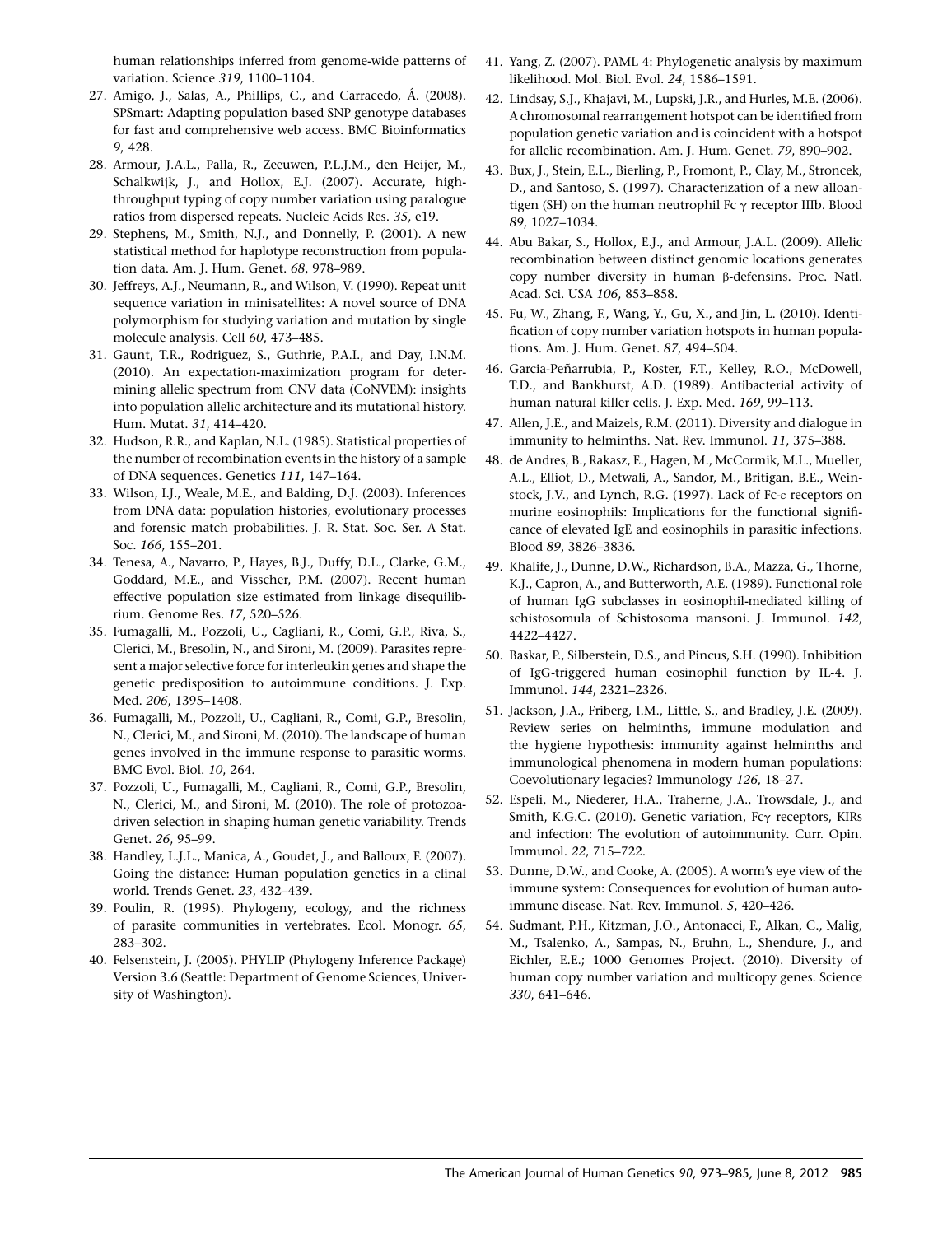human relationships inferred from genome-wide patterns of variation. Science *319*, 1100–1104.

27. Amigo, J., Salas, A., Phillips, C., and Carracedo, Á. (2008). SPSmart: Adapting population based SNP genotype databases for fast and comprehensive web access. BMC Bioinformatics *9*, 428.
28. Armour, J.A.L., Palla, R., Zeeuwen, P.L.J.M., den Heijer, M., Schalkwijk, J., and Hollox, E.J. (2007). Accurate, high-throughput typing of copy number variation using paralogue ratios from dispersed repeats. Nucleic Acids Res. *35*, e19.
29. Stephens, M., Smith, N.J., and Donnelly, P. (2001). A new statistical method for haplotype reconstruction from population data. Am. J. Hum. Genet. *68*, 978–989.
30. Jeffreys, A.J., Neumann, R., and Wilson, V. (1990). Repeat unit sequence variation in minisatellites: A novel source of DNA polymorphism for studying variation and mutation by single molecule analysis. Cell *60*, 473–485.
31. Gaunt, T.R., Rodriguez, S., Guthrie, P.A.I., and Day, I.N.M. (2010). An expectation-maximization program for determining allelic spectrum from CNV data (CoNVEM): insights into population allelic architecture and its mutational history. Hum. Mutat. *31*, 414–420.
32. Hudson, R.R., and Kaplan, N.L. (1985). Statistical properties of the number of recombination events in the history of a sample of DNA sequences. Genetics *111*, 147–164.
33. Wilson, I.J., Weale, M.E., and Balding, D.J. (2003). Inferences from DNA data: population histories, evolutionary processes and forensic match probabilities. J. R. Stat. Soc. Ser. A Stat. Soc. *166*, 155–201.
34. Tenesa, A., Navarro, P., Hayes, B.J., Duffy, D.L., Clarke, G.M., Goddard, M.E., and Visscher, P.M. (2007). Recent human effective population size estimated from linkage disequilibrium. Genome Res. *17*, 520–526.
35. Fumagalli, M., Pozzoli, U., Cagliani, R., Comi, G.P., Riva, S., Clerici, M., Bresolin, N., and Sironi, M. (2009). Parasites represent a major selective force for interleukin genes and shape the genetic predisposition to autoimmune conditions. J. Exp. Med. *206*, 1395–1408.
36. Fumagalli, M., Pozzoli, U., Cagliani, R., Comi, G.P., Bresolin, N., Clerici, M., and Sironi, M. (2010). The landscape of human genes involved in the immune response to parasitic worms. BMC Evol. Biol. *10*, 264.
37. Pozzoli, U., Fumagalli, M., Cagliani, R., Comi, G.P., Bresolin, N., Clerici, M., and Sironi, M. (2010). The role of protozoa-driven selection in shaping human genetic variability. Trends Genet. *26*, 95–99.
38. Handley, L.J.L., Manica, A., Goudet, J., and Balloux, F. (2007). Going the distance: Human population genetics in a clinal world. Trends Genet. *23*, 432–439.
39. Poulin, R. (1995). Phylogeny, ecology, and the richness of parasite communities in vertebrates. Ecol. Monogr. *65*, 283–302.
40. Felsenstein, J. (2005). PHYLIP (Phylogeny Inference Package) Version 3.6 (Seattle: Department of Genome Sciences, University of Washington).
41. Yang, Z. (2007). PAML 4: Phylogenetic analysis by maximum likelihood. Mol. Biol. Evol. *24*, 1586–1591.
42. Lindsay, S.J., Khajavi, M., Lupski, J.R., and Hurles, M.E. (2006). A chromosomal rearrangement hotspot can be identified from population genetic variation and is coincident with a hotspot for allelic recombination. Am. J. Hum. Genet. *79*, 890–902.
43. Bux, J., Stein, E.L., Bierling, P., Fromont, P., Clay, M., Stroncek, D., and Santoso, S. (1997). Characterization of a new alloantigen (SH) on the human neutrophil Fc $\gamma$ receptor IIIb. Blood *89*, 1027–1034.
44. Abu Bakar, S., Hollox, E.J., and Armour, J.A.L. (2009). Allelic recombination between distinct genomic locations generates copy number diversity in human $\beta$-defensins. Proc. Natl. Acad. Sci. USA *106*, 853–858.
45. Fu, W., Zhang, F., Wang, Y., Gu, X., and Jin, L. (2010). Identification of copy number variation hotspots in human populations. Am. J. Hum. Genet. *87*, 494–504.
46. Garcia-Peñarrubia, P., Koster, F.T., Kelley, R.O., McDowell, T.D., and Bankhurst, A.D. (1989). Antibacterial activity of human natural killer cells. J. Exp. Med. *169*, 99–113.
47. Allen, J.E., and Maizels, R.M. (2011). Diversity and dialogue in immunity to helminths. Nat. Rev. Immunol. *11*, 375–388.
48. de Andres, B., Rakasz, E., Hagen, M., McCormik, M.L., Mueller, A.L., Elliot, D., Metwali, A., Sandor, M., Britigan, B.E., Weinstock, J.V., and Lynch, R.G. (1997). Lack of Fc-$\varepsilon$ receptors on murine eosinophils: Implications for the functional significance of elevated IgE and eosinophils in parasitic infections. Blood *89*, 3826–3836.
49. Khalife, J., Dunne, D.W., Richardson, B.A., Mazza, G., Thorne, K.J., Capron, A., and Butterworth, A.E. (1989). Functional role of human IgG subclasses in eosinophil-mediated killing of schistosomula of Schistosoma mansoni. J. Immunol. *142*, 4422–4427.
50. Baskar, P., Silberstein, D.S., and Pincus, S.H. (1990). Inhibition of IgG-triggered human eosinophil function by IL-4. J. Immunol. *144*, 2321–2326.
51. Jackson, J.A., Friberg, I.M., Little, S., and Bradley, J.E. (2009). Review series on helminths, immune modulation and the hygiene hypothesis: immunity against helminths and immunological phenomena in modern human populations: Coevolutionary legacies? Immunology *126*, 18–27.
52. Espeli, M., Niederer, H.A., Traherne, J.A., Trowsdale, J., and Smith, K.G.C. (2010). Genetic variation, Fc$\gamma$ receptors, KIRs and infection: The evolution of autoimmunity. Curr. Opin. Immunol. *22*, 715–722.
53. Dunne, D.W., and Cooke, A. (2005). A worm's eye view of the immune system: Consequences for evolution of human autoimmune disease. Nat. Rev. Immunol. *5*, 420–426.
54. Sudmant, P.H., Kitzman, J.O., Antonacci, F., Alkan, C., Malig, M., Tsalenko, A., Sampas, N., Bruhn, L., Shendure, J., and Eichler, E.E.; 1000 Genomes Project. (2010). Diversity of human copy number variation and multicopy genes. Science *330*, 641–646.